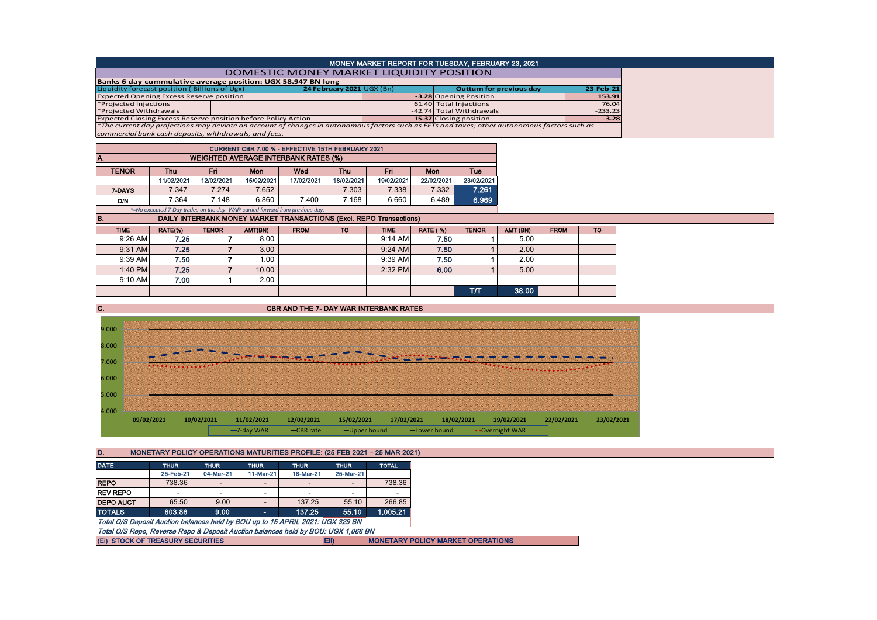# MONEY MARKET REPORT FOR TUESDAY, FEBRUARY 23, 2021

## DOMESTIC MONEY MARKET LIQUIDITY POSITION

**Banks 6 day cummulative average position: UGX 58.947 BN long**

| Liquidity forecast position ( Billions of Ugx) | 24 February 2021 UGX (Bn) | Outturn for previous day | 23-Feb-21 |
|---|---|---|---|
| Expected Opening Excess Reserve position | -3.28 | Opening Position | 153.91 |
| *Projected Injections | 61.40 | Total Injections | 76.04 |
| *Projected Withdrawals | -42.74 | Total Withdrawals | -233.23 |
| Expected Closing Excess Reserve position before Policy Action | 15.37 | Closing position | -3.28 |

*The current day projections may deviate on account of changes in autonomous factors such as EFTs and taxes; other autonomous factors such as commercial bank cash deposits, withdrawals, and fees.*

CURRENT CBR 7.00 % - EFFECTIVE 15TH FEBRUARY 2021

### A. WEIGHTED AVERAGE INTERBANK RATES (%)

| TENOR | Thu | Fri | Mon | Wed | Thu | Fri | Mon | Tue |
|---|---|---|---|---|---|---|---|---|
| | 11/02/2021 | 12/02/2021 | 15/02/2021 | 17/02/2021 | 18/02/2021 | 19/02/2021 | 22/02/2021 | 23/02/2021 |
| 7-DAYS | 7.347 | 7.274 | 7.652 | | 7.303 | 7.338 | 7.332 | 7.261 |
| O/N | 7.364 | 7.148 | 6.860 | 7.400 | 7.168 | 6.660 | 6.489 | 6.969 |

*=No executed 7-Day trades on the day. WAR carried forward from previous day.

### B. DAILY INTERBANK MONEY MARKET TRANSACTIONS (Excl. REPO Transactions)

| TIME | RATE(%) | TENOR | AMT(BN) | FROM | TO | TIME | RATE ( %) | TENOR | AMT (BN) | FROM | TO |
|---|---|---|---|---|---|---|---|---|---|---|---|
| 9:26 AM | 7.25 | 7 | 8.00 | | | 9:14 AM | 7.50 | 1 | 5.00 | | |
| 9:31 AM | 7.25 | 7 | 3.00 | | | 9:24 AM | 7.50 | 1 | 2.00 | | |
| 9:39 AM | 7.50 | 7 | 1.00 | | | 9:39 AM | 7.50 | 1 | 2.00 | | |
| 1:40 PM | 7.25 | 7 | 10.00 | | | 2:32 PM | 6.00 | 1 | 5.00 | | |
| 9:10 AM | 7.00 | 1 | 2.00 | | | | | | | | |
| | | | | | | | | T/T | 38.00 | | |

### C. CBR AND THE 7- DAY WAR INTERBANK RATES

Legend: 7-day WAR, CBR rate, Upper bound, Lower bound, Overnight WAR

### D. MONETARY POLICY OPERATIONS MATURITIES PROFILE: (25 FEB 2021 – 25 MAR 2021)

| DATE | THUR | THUR | THUR | THUR | THUR | TOTAL |
|---|---|---|---|---|---|---|
| | 25-Feb-21 | 04-Mar-21 | 11-Mar-21 | 18-Mar-21 | 25-Mar-21 | |
| REPO | 738.36 | - | - | - | - | 738.36 |
| REV REPO | - | - | - | - | - | - |
| DEPO AUCT | 65.50 | 9.00 | - | 137.25 | 55.10 | 266.85 |
| TOTALS | 803.86 | 9.00 | - | 137.25 | 55.10 | 1,005.21 |

*Total O/S Deposit Auction balances held by BOU up to 15 APRIL 2021: UGX 329 BN*

*Total O/S Repo, Reverse Repo & Deposit Auction balances held by BOU: UGX 1,066 BN*

(EI) STOCK OF TREASURY SECURITIES

EII) MONETARY POLICY MARKET OPERATIONS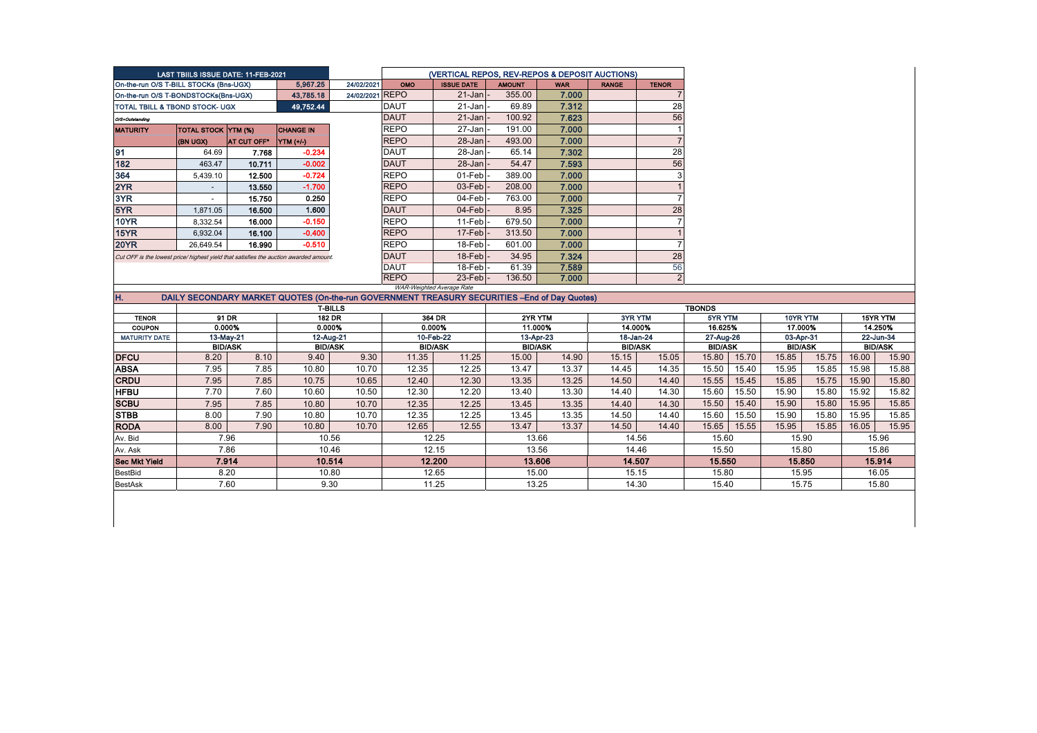| LAST TBIILS ISSUE DATE: 11-FEB-2021 | | | |
|---|---|---|---|
| On-the-run O/S T-BILL STOCKs (Bns-UGX) | | 5,967.25 | 24/02/2021 |
| On-the-run O/S T-BONDSTOCKs(Bns-UGX) | | 43,785.18 | 24/02/2021 |
| TOTAL TBILL & TBOND STOCK- UGX | | 49,752.44 | |
| *O/S=Outstanding* | | | |
| MATURITY | TOTAL STOCK (BN UGX) | YTM (%) AT CUT OFF* | CHANGE IN YTM (+/-) |
| 91 | 64.69 | 7.768 | -0.234 |
| 182 | 463.47 | 10.711 | -0.002 |
| 364 | 5,439.10 | 12.500 | -0.724 |
| 2YR | - | 13.550 | -1.700 |
| 3YR | - | 15.750 | 0.250 |
| 5YR | 1,871.05 | 16.500 | 1.600 |
| 10YR | 8,332.54 | 16.000 | -0.150 |
| 15YR | 6,932.04 | 16.100 | -0.400 |
| 20YR | 26,649.54 | 16.990 | -0.510 |

*Cut OFF is the lowest price/ highest yield that satisfies the auction awarded amount.*

**(VERTICAL REPOS, REV-REPOS & DEPOSIT AUCTIONS)**

| OMO | ISSUE DATE | AMOUNT | WAR | RANGE | TENOR |
|---|---|---|---|---|---|
| REPO | 21-Jan - | 355.00 | 7.000 | | 7 |
| DAUT | 21-Jan - | 69.89 | 7.312 | | 28 |
| DAUT | 21-Jan - | 100.92 | 7.623 | | 56 |
| REPO | 27-Jan - | 191.00 | 7.000 | | 1 |
| REPO | 28-Jan - | 493.00 | 7.000 | | 7 |
| DAUT | 28-Jan - | 65.14 | 7.302 | | 28 |
| DAUT | 28-Jan - | 54.47 | 7.593 | | 56 |
| REPO | 01-Feb - | 389.00 | 7.000 | | 3 |
| REPO | 03-Feb - | 208.00 | 7.000 | | 1 |
| REPO | 04-Feb - | 763.00 | 7.000 | | 7 |
| DAUT | 04-Feb - | 8.95 | 7.325 | | 28 |
| REPO | 11-Feb - | 679.50 | 7.000 | | 7 |
| REPO | 17-Feb - | 313.50 | 7.000 | | 1 |
| REPO | 18-Feb - | 601.00 | 7.000 | | 7 |
| DAUT | 18-Feb - | 34.95 | 7.324 | | 28 |
| DAUT | 18-Feb - | 61.39 | 7.589 | | 56 |
| REPO | 23-Feb - | 136.50 | 7.000 | | 2 |

*WAR-Weighted Average Rate*

## H. DAILY SECONDARY MARKET QUOTES (On-the-run GOVERNMENT TREASURY SECURITIES –End of Day Quotes)

| | T-BILLS | | | | | | TBONDS | | | | | | | | | |
|---|---|---|---|---|---|---|---|---|---|---|---|---|---|---|---|---|
| TENOR | 91 DR | | 182 DR | | 364 DR | | 2YR YTM | | 3YR YTM | | 5YR YTM | | 10YR YTM | | 15YR YTM | |
| COUPON | 0.000% | | 0.000% | | 0.000% | | 11.000% | | 14.000% | | 16.625% | | 17.000% | | 14.250% | |
| MATURITY DATE | 13-May-21 | | 12-Aug-21 | | 10-Feb-22 | | 13-Apr-23 | | 18-Jan-24 | | 27-Aug-26 | | 03-Apr-31 | | 22-Jun-34 | |
| | BID/ASK | | BID/ASK | | BID/ASK | | BID/ASK | | BID/ASK | | BID/ASK | | BID/ASK | | BID/ASK | |
| DFCU | 8.20 | 8.10 | 9.40 | 9.30 | 11.35 | 11.25 | 15.00 | 14.90 | 15.15 | 15.05 | 15.80 | 15.70 | 15.85 | 15.75 | 16.00 | 15.90 |
| ABSA | 7.95 | 7.85 | 10.80 | 10.70 | 12.35 | 12.25 | 13.47 | 13.37 | 14.45 | 14.35 | 15.50 | 15.40 | 15.95 | 15.85 | 15.98 | 15.88 |
| CRDU | 7.95 | 7.85 | 10.75 | 10.65 | 12.40 | 12.30 | 13.35 | 13.25 | 14.50 | 14.40 | 15.55 | 15.45 | 15.85 | 15.75 | 15.90 | 15.80 |
| HFBU | 7.70 | 7.60 | 10.60 | 10.50 | 12.30 | 12.20 | 13.40 | 13.30 | 14.40 | 14.30 | 15.60 | 15.50 | 15.90 | 15.80 | 15.92 | 15.82 |
| SCBU | 7.95 | 7.85 | 10.80 | 10.70 | 12.35 | 12.25 | 13.45 | 13.35 | 14.40 | 14.30 | 15.50 | 15.40 | 15.90 | 15.80 | 15.95 | 15.85 |
| STBB | 8.00 | 7.90 | 10.80 | 10.70 | 12.35 | 12.25 | 13.45 | 13.35 | 14.50 | 14.40 | 15.60 | 15.50 | 15.90 | 15.80 | 15.95 | 15.85 |
| RODA | 8.00 | 7.90 | 10.80 | 10.70 | 12.65 | 12.55 | 13.47 | 13.37 | 14.50 | 14.40 | 15.65 | 15.55 | 15.95 | 15.85 | 16.05 | 15.95 |
| Av. Bid | 7.96 | | 10.56 | | 12.25 | | 13.66 | | 14.56 | | 15.60 | | 15.90 | | 15.96 | |
| Av. Ask | 7.86 | | 10.46 | | 12.15 | | 13.56 | | 14.46 | | 15.50 | | 15.80 | | 15.86 | |
| Sec Mkt Yield | 7.914 | | 10.514 | | 12.200 | | 13.606 | | 14.507 | | 15.550 | | 15.850 | | 15.914 | |
| BestBid | 8.20 | | 10.80 | | 12.65 | | 15.00 | | 15.15 | | 15.80 | | 15.95 | | 16.05 | |
| BestAsk | 7.60 | | 9.30 | | 11.25 | | 13.25 | | 14.30 | | 15.40 | | 15.75 | | 15.80 | |